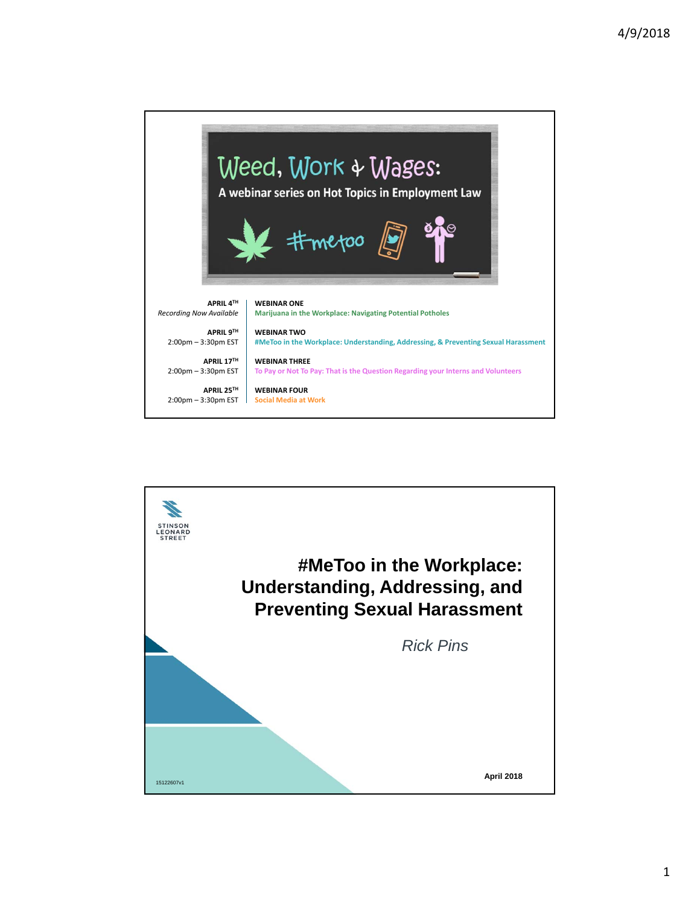# Weed, Work & Wages:

A webinar series on Hot Topics in Employment Law

#metoo

| | |
|---|---|
| **APRIL 4TH** *Recording Now Available* | **WEBINAR ONE** Marijuana in the Workplace: Navigating Potential Potholes |
| **APRIL 9TH** 2:00pm – 3:30pm EST | **WEBINAR TWO** #MeToo in the Workplace: Understanding, Addressing, & Preventing Sexual Harassment |
| **APRIL 17TH** 2:00pm – 3:30pm EST | **WEBINAR THREE** To Pay or Not To Pay: That is the Question Regarding your Interns and Volunteers |
| **APRIL 25TH** 2:00pm – 3:30pm EST | **WEBINAR FOUR** Social Media at Work |

STINSON LEONARD STREET

# #MeToo in the Workplace: Understanding, Addressing, and Preventing Sexual Harassment

*Rick Pins*

**April 2018**

15122607v1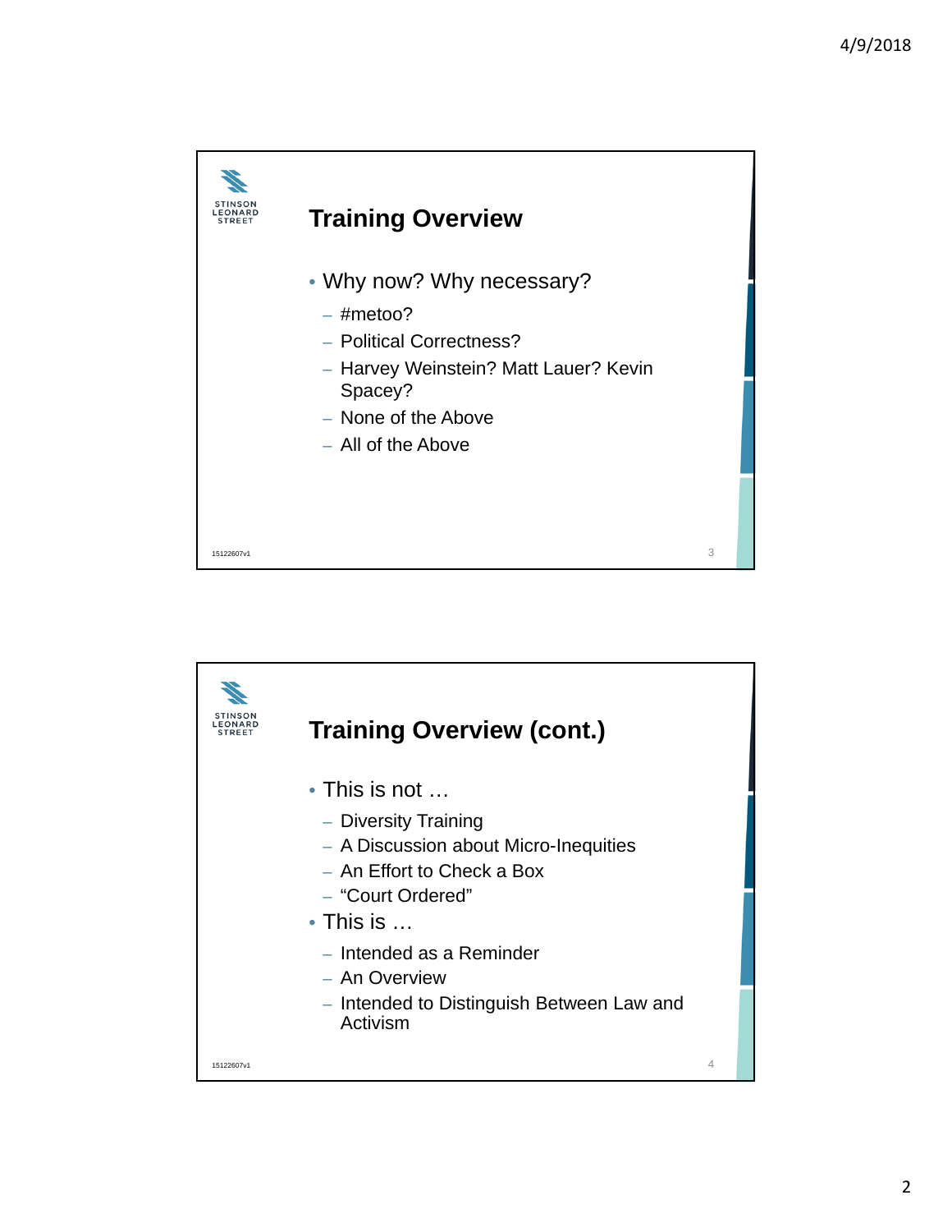## Training Overview

- Why now? Why necessary?
  - #metoo?
  - Political Correctness?
  - Harvey Weinstein? Matt Lauer? Kevin Spacey?
  - None of the Above
  - All of the Above

## Training Overview (cont.)

- This is not …
  - Diversity Training
  - A Discussion about Micro-Inequities
  - An Effort to Check a Box
  - "Court Ordered"
- This is …
  - Intended as a Reminder
  - An Overview
  - Intended to Distinguish Between Law and Activism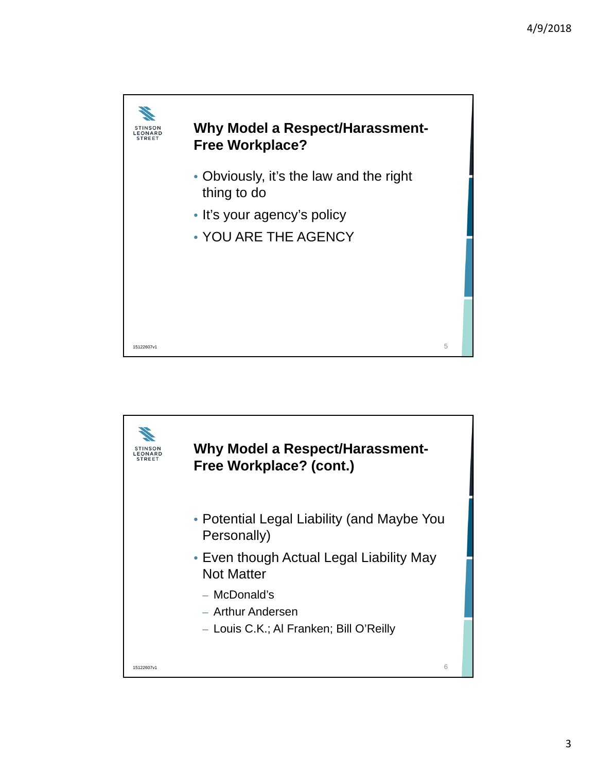## Why Model a Respect/Harassment-Free Workplace?

- Obviously, it's the law and the right thing to do
- It's your agency's policy
- YOU ARE THE AGENCY

15122607v1

## Why Model a Respect/Harassment-Free Workplace? (cont.)

- Potential Legal Liability (and Maybe You Personally)
- Even though Actual Legal Liability May Not Matter
  - McDonald's
  - Arthur Andersen
  - Louis C.K.; Al Franken; Bill O'Reilly

15122607v1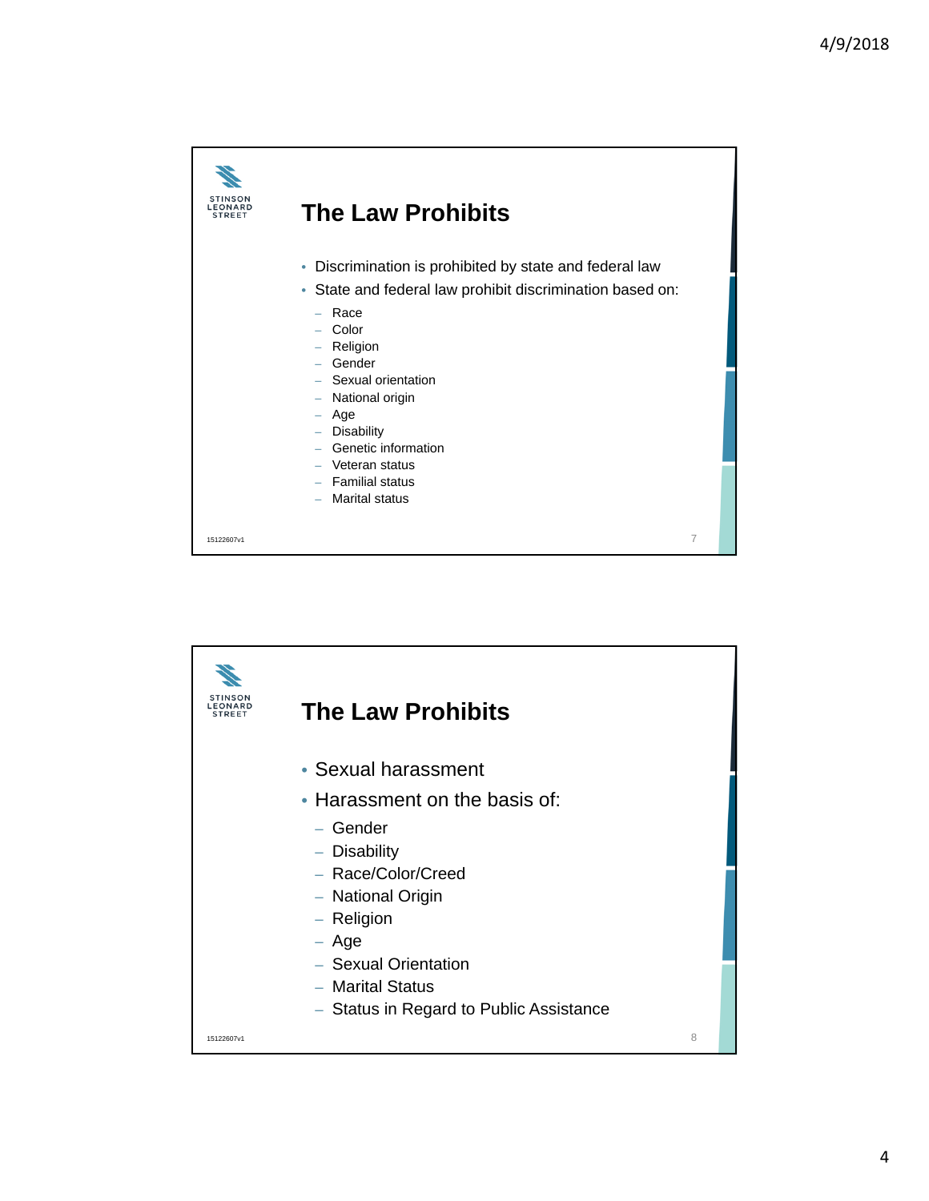## The Law Prohibits

- Discrimination is prohibited by state and federal law
- State and federal law prohibit discrimination based on:
  - Race
  - Color
  - Religion
  - Gender
  - Sexual orientation
  - National origin
  - Age
  - Disability
  - Genetic information
  - Veteran status
  - Familial status
  - Marital status

15122607v1

## The Law Prohibits

- Sexual harassment
- Harassment on the basis of:
  - Gender
  - Disability
  - Race/Color/Creed
  - National Origin
  - Religion
  - Age
  - Sexual Orientation
  - Marital Status
  - Status in Regard to Public Assistance

15122607v1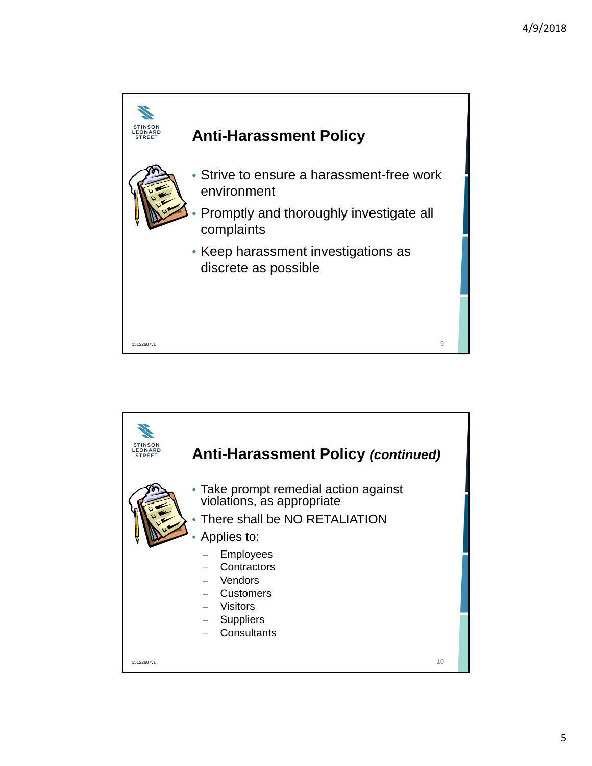## Anti-Harassment Policy

- Strive to ensure a harassment-free work environment
- Promptly and thoroughly investigate all complaints
- Keep harassment investigations as discrete as possible

15122607v1

## Anti-Harassment Policy *(continued)*

- Take prompt remedial action against violations, as appropriate
- There shall be NO RETALIATION
- Applies to:
  - Employees
  - Contractors
  - Vendors
  - Customers
  - Visitors
  - Suppliers
  - Consultants

15122607v1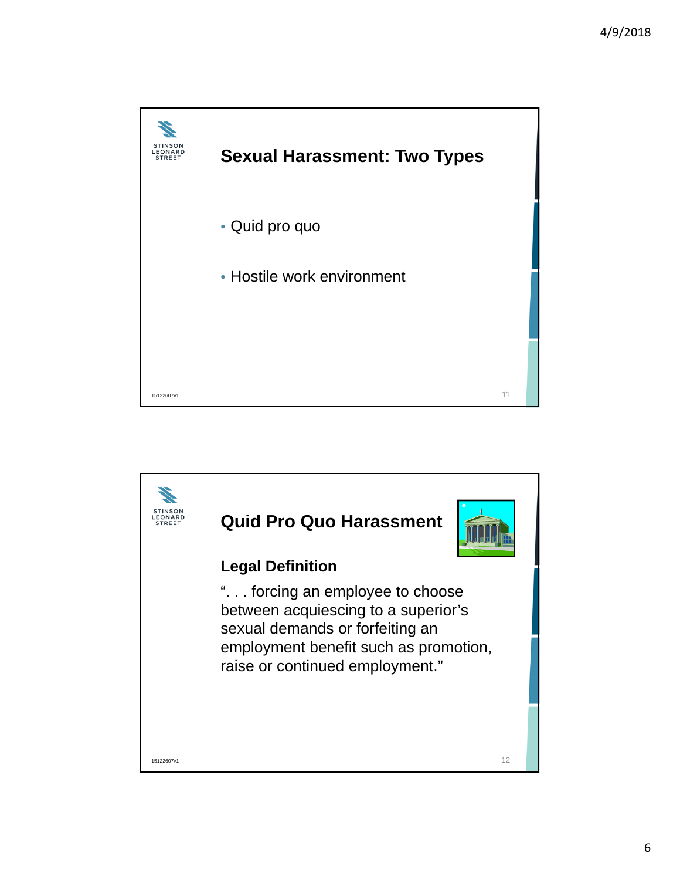## Sexual Harassment: Two Types

- Quid pro quo
- Hostile work environment

## Quid Pro Quo Harassment

### Legal Definition

“. . . forcing an employee to choose between acquiescing to a superior’s sexual demands or forfeiting an employment benefit such as promotion, raise or continued employment.”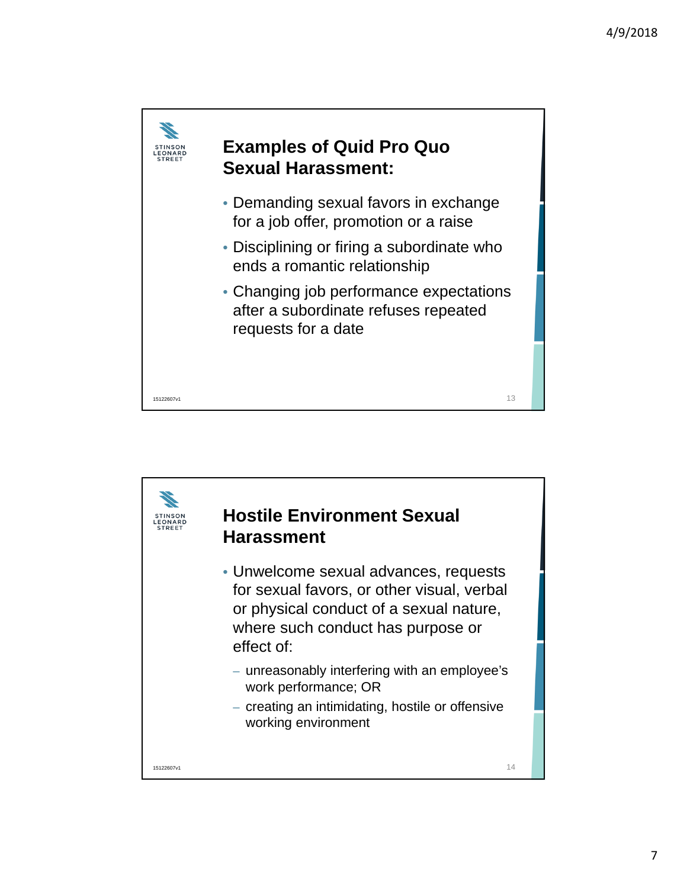## Examples of Quid Pro Quo Sexual Harassment:

- Demanding sexual favors in exchange for a job offer, promotion or a raise
- Disciplining or firing a subordinate who ends a romantic relationship
- Changing job performance expectations after a subordinate refuses repeated requests for a date

## Hostile Environment Sexual Harassment

- Unwelcome sexual advances, requests for sexual favors, or other visual, verbal or physical conduct of a sexual nature, where such conduct has purpose or effect of:
  - unreasonably interfering with an employee's work performance; OR
  - creating an intimidating, hostile or offensive working environment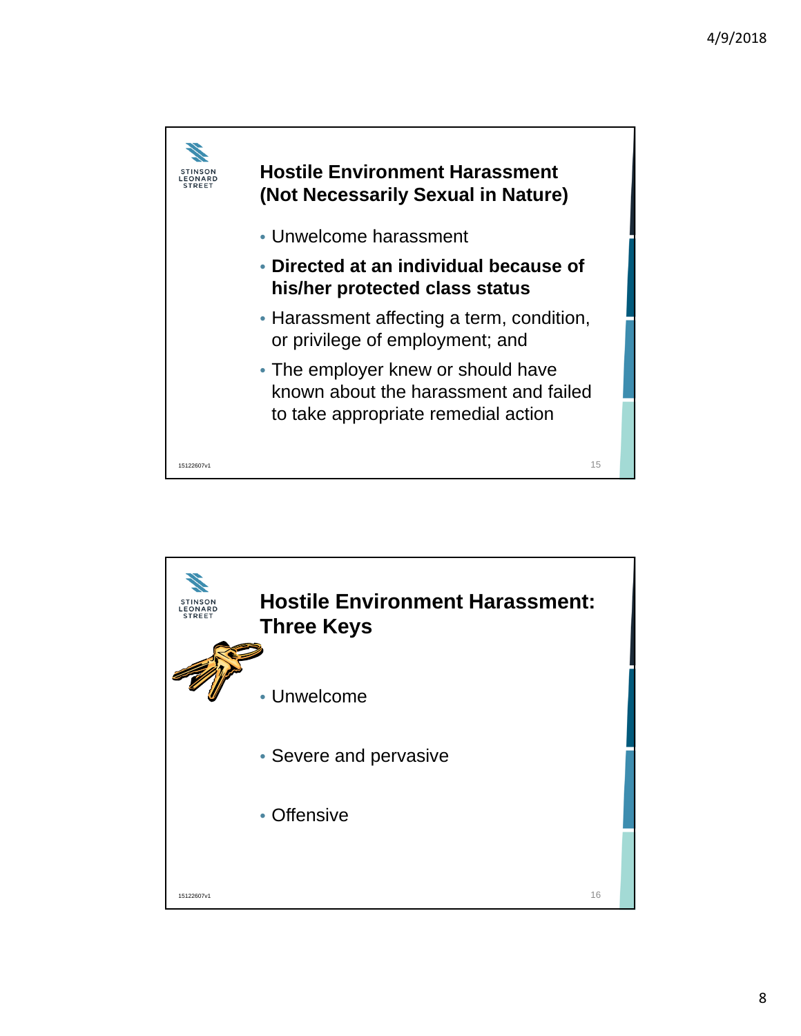## Hostile Environment Harassment (Not Necessarily Sexual in Nature)

- Unwelcome harassment
- **Directed at an individual because of his/her protected class status**
- Harassment affecting a term, condition, or privilege of employment; and
- The employer knew or should have known about the harassment and failed to take appropriate remedial action

## Hostile Environment Harassment: Three Keys

- Unwelcome
- Severe and pervasive
- Offensive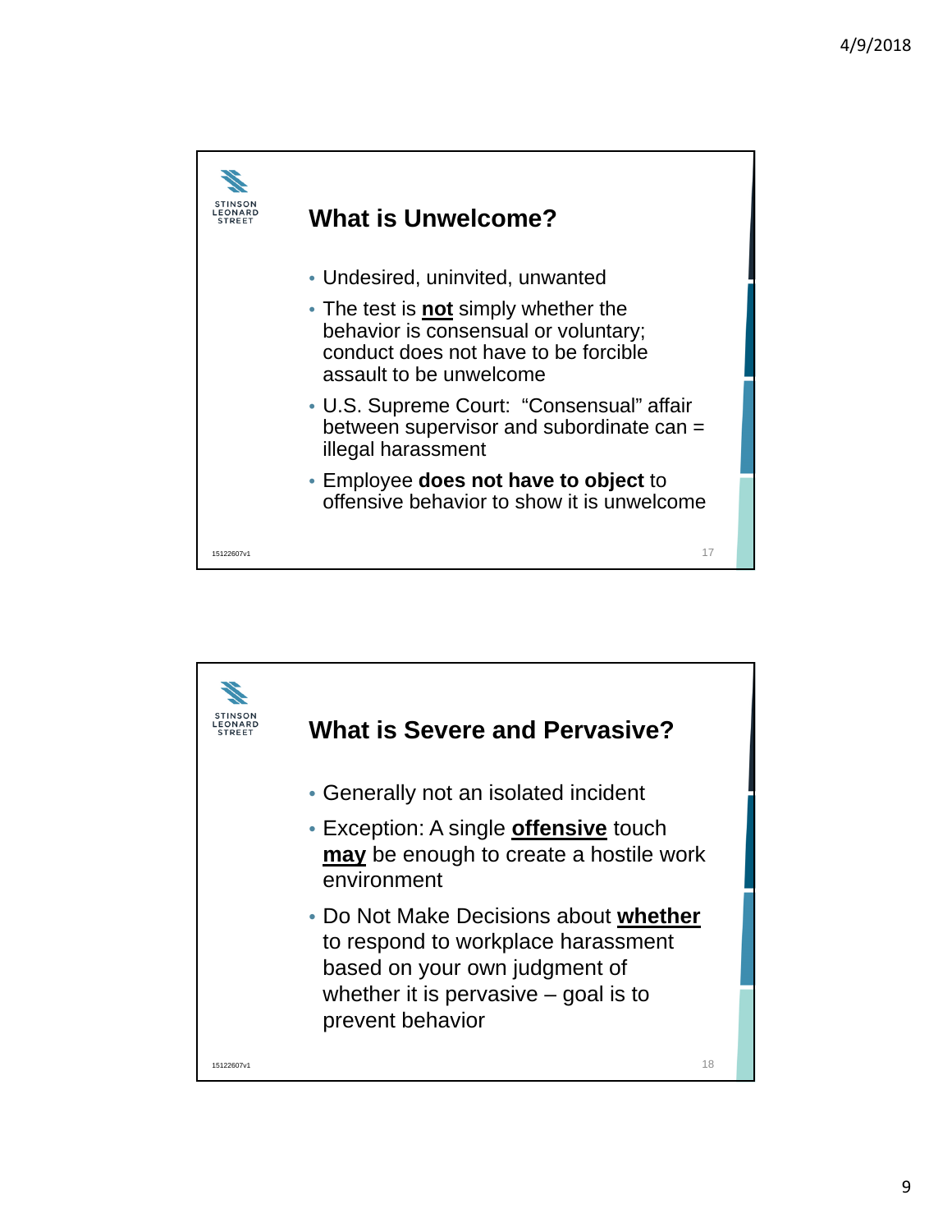## What is Unwelcome?

- Undesired, uninvited, unwanted
- The test is **<u>not</u>** simply whether the behavior is consensual or voluntary; conduct does not have to be forcible assault to be unwelcome
- U.S. Supreme Court: "Consensual" affair between supervisor and subordinate can = illegal harassment
- Employee **does not have to object** to offensive behavior to show it is unwelcome

## What is Severe and Pervasive?

- Generally not an isolated incident
- Exception: A single **<u>offensive</u>** touch **<u>may</u>** be enough to create a hostile work environment
- Do Not Make Decisions about **<u>whether</u>** to respond to workplace harassment based on your own judgment of whether it is pervasive – goal is to prevent behavior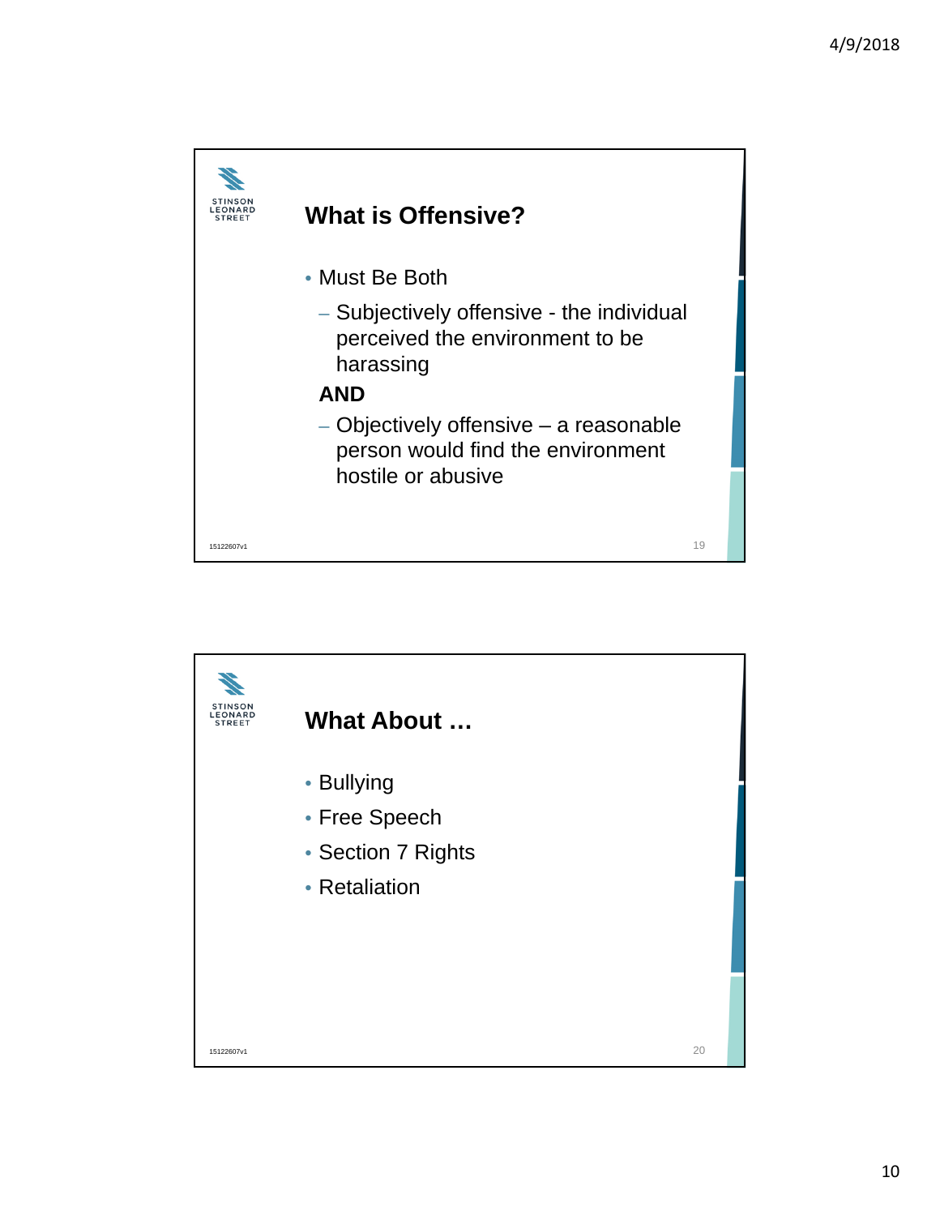## What is Offensive?

- Must Be Both
  - Subjectively offensive - the individual perceived the environment to be harassing

  **AND**

  - Objectively offensive – a reasonable person would find the environment hostile or abusive

15122607v1

## What About …

- Bullying
- Free Speech
- Section 7 Rights
- Retaliation

15122607v1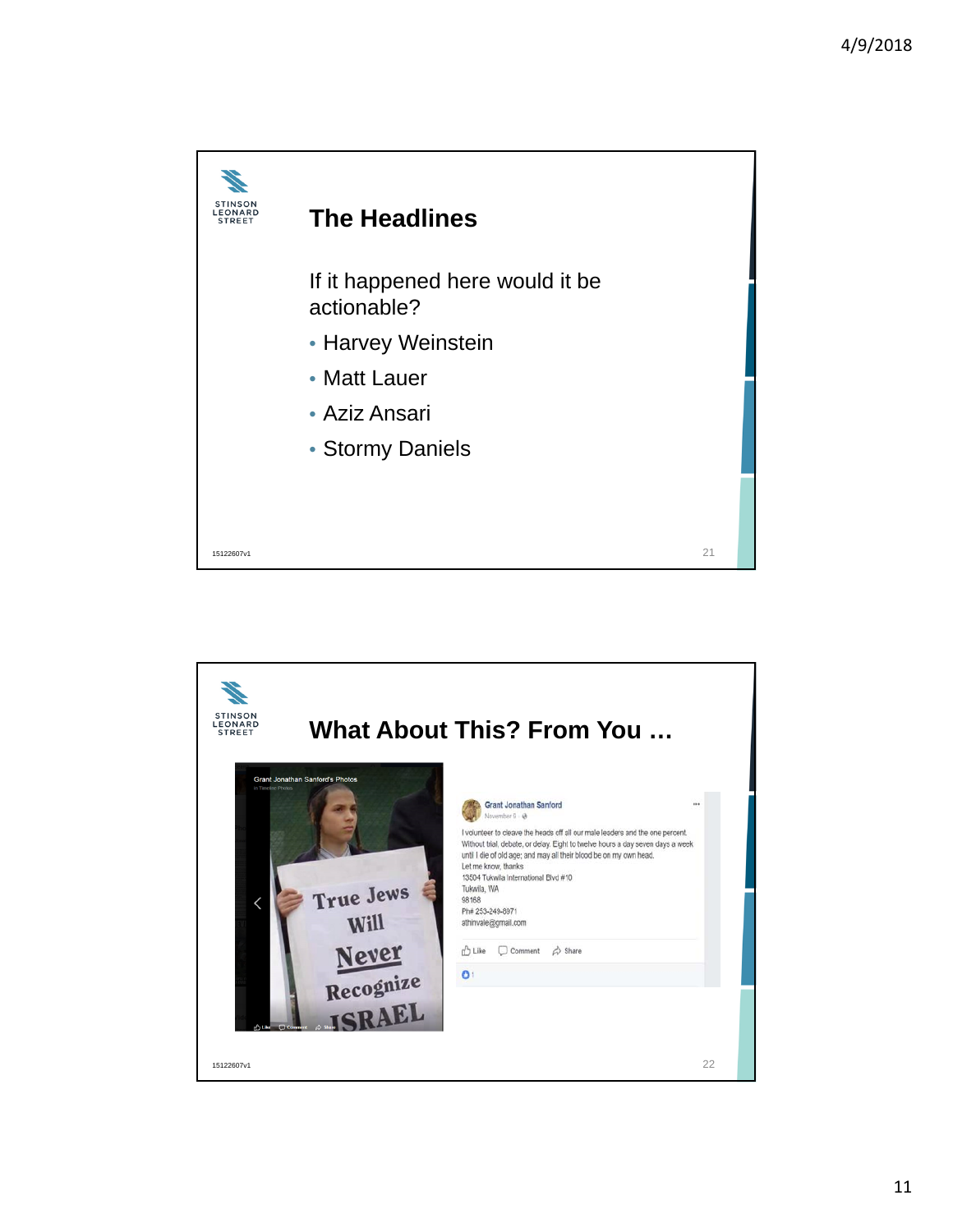## The Headlines

If it happened here would it be actionable?

- Harvey Weinstein
- Matt Lauer
- Aziz Ansari
- Stormy Daniels

## What About This? From You …

Grant Jonathan Sanford's Photos

True Jews Will Never Recognize ISRAEL

Grant Jonathan Sanford

November 9

I volunteer to cleave the heads off all our male leaders and the one percent. Without trial, debate, or delay. Eight to twelve hours a day seven days a week until I die of old age; and may all their blood be on my own head.

Let me know, thanks

13504 Tukwila International Blvd #10

Tukwila, WA

98168

Ph# 253-249-8971

athinvale@gmail.com

Like Comment Share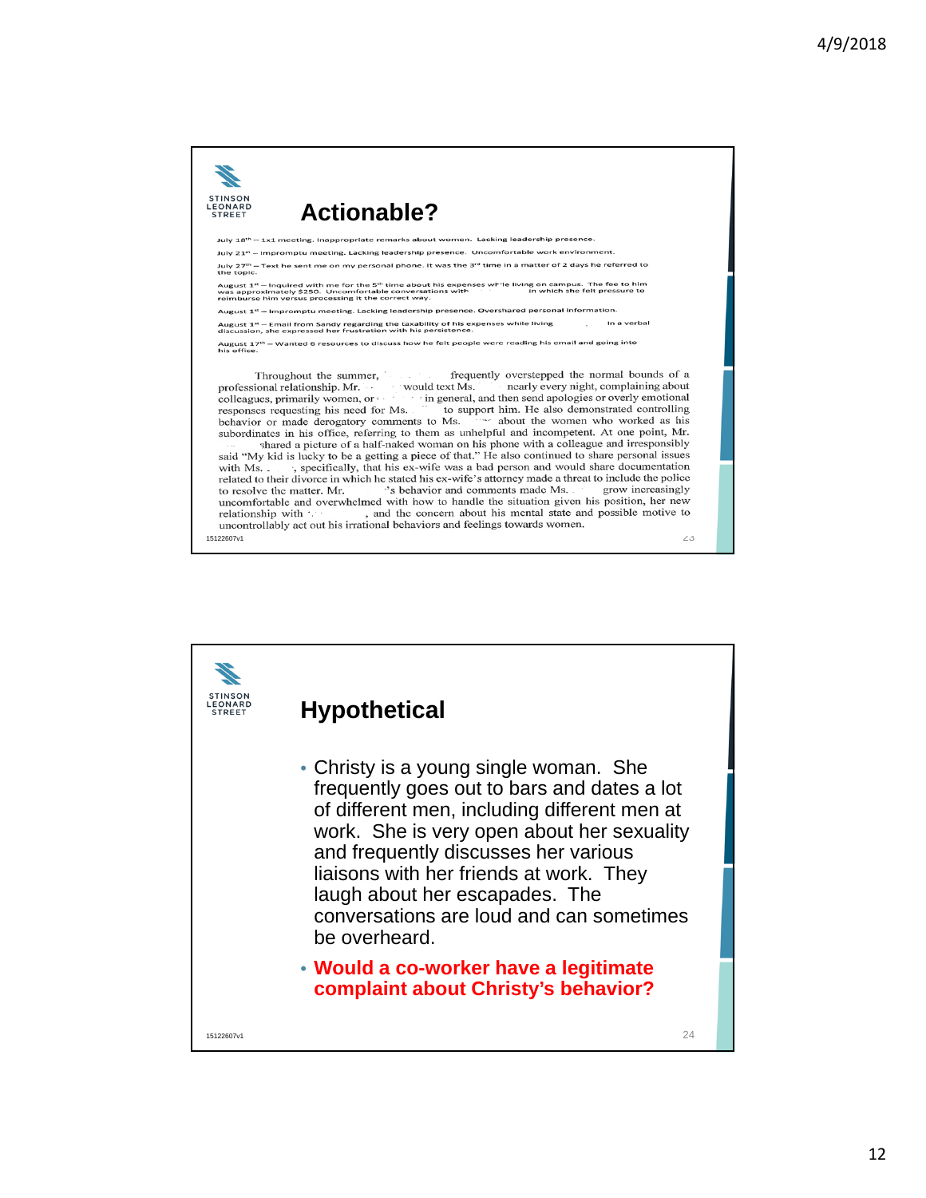## Actionable?

July 18th – 1x1 meeting. Inappropriate remarks about women. Lacking leadership presence.

July 21st – Impromptu meeting. Lacking leadership presence. Uncomfortable work environment.

July 27th – Text he sent me on my personal phone. It was the 3rd time in a matter of 2 days he referred to the topic.

August 1st – Inquired with me for the 5th time about his expenses while living on campus. The fee to him was approximately $250. Uncomfortable conversations with in which she felt pressure to reimburse him versus processing it the correct way.

August 1st – Impromptu meeting. Lacking leadership presence. Overshared personal information.

August 1st – Email from Sandy regarding the taxability of his expenses while living . In a verbal discussion, she expressed her frustration with his persistence.

August 17th – Wanted 6 resources to discuss how he felt people were reading his email and going into his office.

Throughout the summer, frequently overstepped the normal bounds of a professional relationship. Mr. would text Ms. nearly every night, complaining about colleagues, primarily women, or in general, and then send apologies or overly emotional responses requesting his need for Ms. to support him. He also demonstrated controlling behavior or made derogatory comments to Ms. about the women who worked as his subordinates in his office, referring to them as unhelpful and incompetent. At one point, Mr. shared a picture of a half-naked woman on his phone with a colleague and irresponsibly said "My kid is lucky to be a getting a piece of that." He also continued to share personal issues with Ms. , specifically, that his ex-wife was a bad person and would share documentation related to their divorce in which he stated his ex-wife's attorney made a threat to include the police to resolve the matter. Mr. 's behavior and comments made Ms. grow increasingly uncomfortable and overwhelmed with how to handle the situation given his position, her new relationship with , and the concern about his mental state and possible motive to uncontrollably act out his irrational behaviors and feelings towards women.

15122607v1

## Hypothetical

- Christy is a young single woman. She frequently goes out to bars and dates a lot of different men, including different men at work. She is very open about her sexuality and frequently discusses her various liaisons with her friends at work. They laugh about her escapades. The conversations are loud and can sometimes be overheard.
- **Would a co-worker have a legitimate complaint about Christy's behavior?**

15122607v1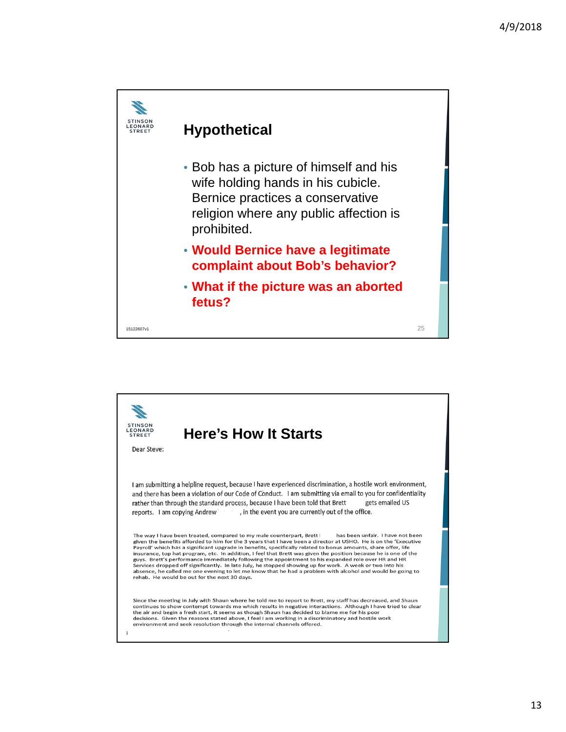## Hypothetical

- Bob has a picture of himself and his wife holding hands in his cubicle. Bernice practices a conservative religion where any public affection is prohibited.
- **Would Bernice have a legitimate complaint about Bob's behavior?**
- **What if the picture was an aborted fetus?**

## Here's How It Starts

Dear Steve:

I am submitting a helpline request, because I have experienced discrimination, a hostile work environment, and there has been a violation of our Code of Conduct. I am submitting via email to you for confidentiality rather than through the standard process, because I have been told that Brett gets emailed US reports. I am copying Andrew, in the event you are currently out of the office.

The way I have been treated, compared to my male counterpart, Brett has been unfair. I have not been given the benefits afforded to him for the 3 years that I have been a director at USHO. He is on the 'Executive Payroll' which has a significant upgrade in benefits, specifically related to bonus amounts, share offer, life insurance, top hat program, etc. In addition, I feel that Brett was given the position because he is one of the guys. Brett's performance immediately following the appointment to his expanded role over HR and HR Services dropped off significantly. In late July, he stopped showing up for work. A week or two into his absence, he called me one evening to let me know that he had a problem with alcohol and would be going to rehab. He would be out for the next 30 days.

Since the meeting in July with Shaun where he told me to report to Brett, my staff has decreased, and Shaun continues to show contempt towards me which results in negative interactions. Although I have tried to clear the air and begin a fresh start, it seems as though Shaun has decided to blame me for his poor decisions. Given the reasons stated above, I feel I am working in a discriminatory and hostile work environment and seek resolution through the internal channels offered.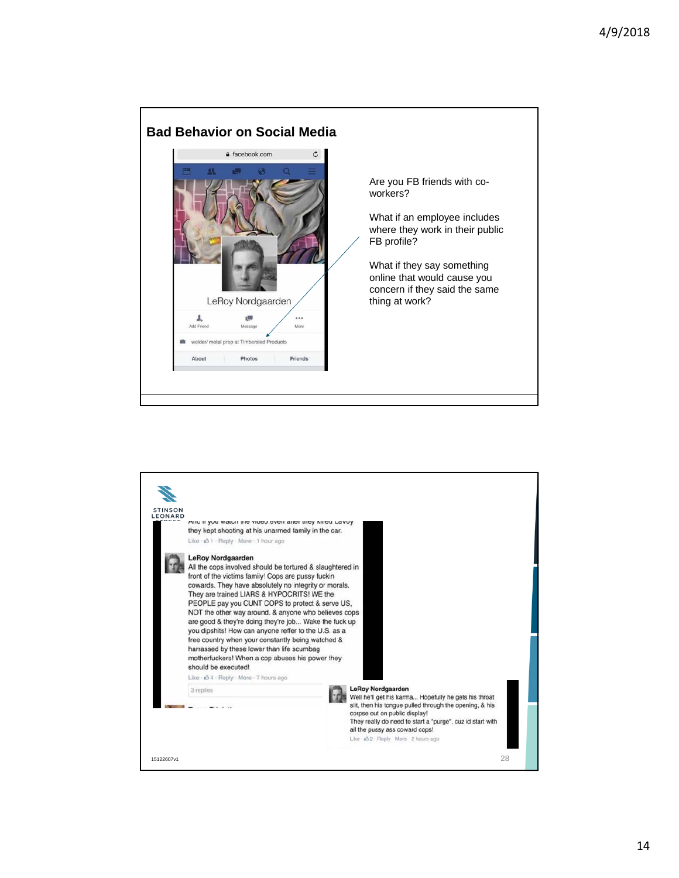## Bad Behavior on Social Media

facebook.com

LeRoy Nordgaarden

Add Friend · Message · More

welder/ metal prep at Timbersled Products

About · Photos · Friends

Are you FB friends with co-workers?

What if an employee includes where they work in their public FB profile?

What if they say something online that would cause you concern if they said the same thing at work?

---

STINSON LEONARD

And if you watch the video even after they killed Lavoy they kept shooting at his unarmed family in the car.

Like · 1 · Reply · More · 1 hour ago

**LeRoy Nordgaarden**
All the cops involved should be tortured & slaughtered in front of the victims family! Cops are pussy fuckin cowards. They have absolutely no integrity or morals. They are trained LIARS & HYPOCRITS! WE the PEOPLE pay you CUNT COPS to protect & serve US, NOT the other way around. & anyone who believes cops are good & they're doing they're job... Wake the fuck up you dipshits! How can anyone reffer to the U.S. as a free country when your constantly being watched & harrassed by these lower than life scumbag motherfuckers! When a cop abuses his power they should be executed!

Like · 4 · Reply · More · 7 hours ago

3 replies

**LeRoy Nordgaarden**
Well he'll get his karma... Hopefully he gets his throat slit, then his tongue pulled through the opening, & his corpse out on public display!
They really do need to start a "purge", cuz id start with all the pussy ass coward cops!

Like · 2 · Reply · More · 2 hours ago

15122607v1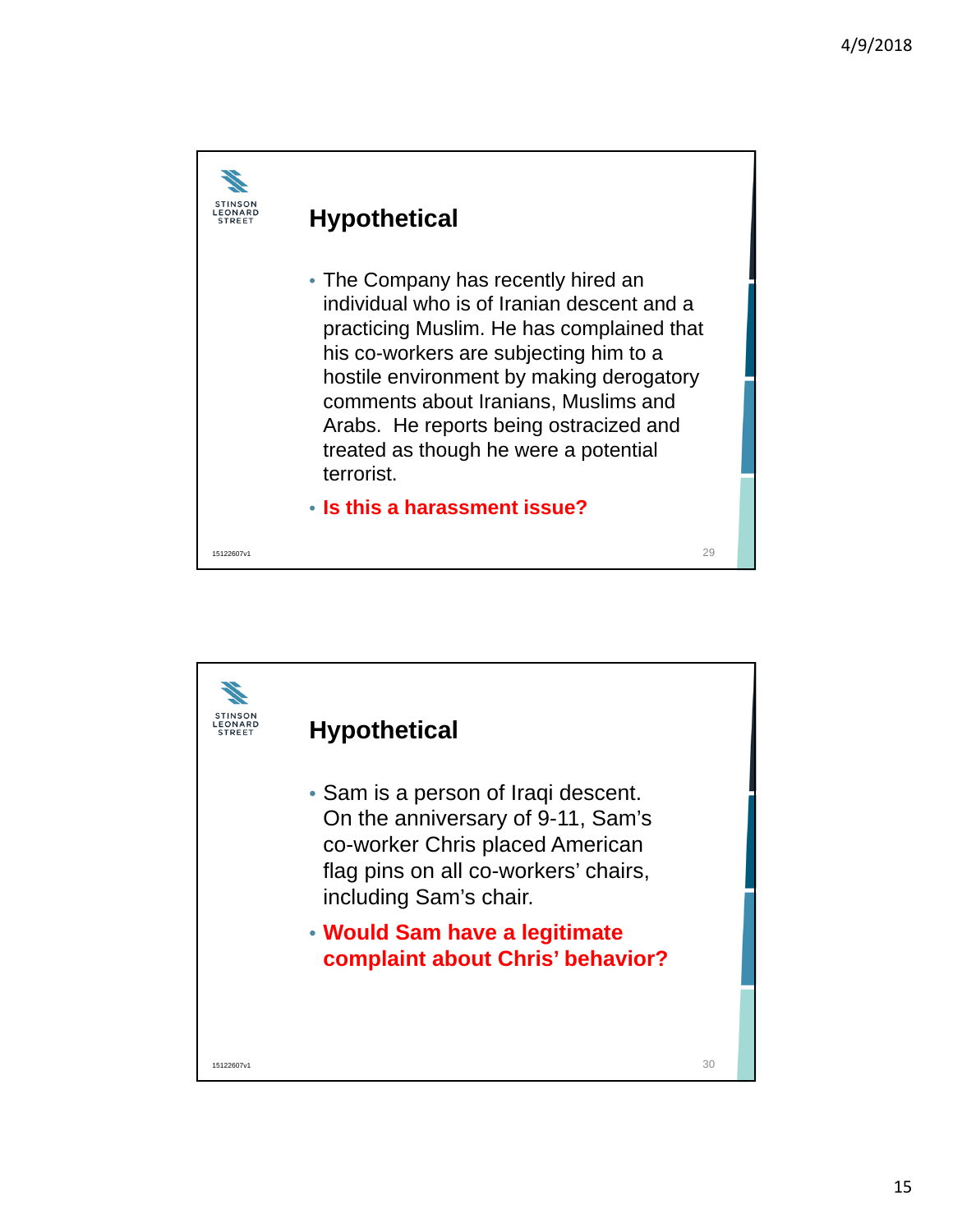## Hypothetical

- The Company has recently hired an individual who is of Iranian descent and a practicing Muslim. He has complained that his co-workers are subjecting him to a hostile environment by making derogatory comments about Iranians, Muslims and Arabs. He reports being ostracized and treated as though he were a potential terrorist.
- **Is this a harassment issue?**

## Hypothetical

- Sam is a person of Iraqi descent. On the anniversary of 9-11, Sam's co-worker Chris placed American flag pins on all co-workers' chairs, including Sam's chair.
- **Would Sam have a legitimate complaint about Chris' behavior?**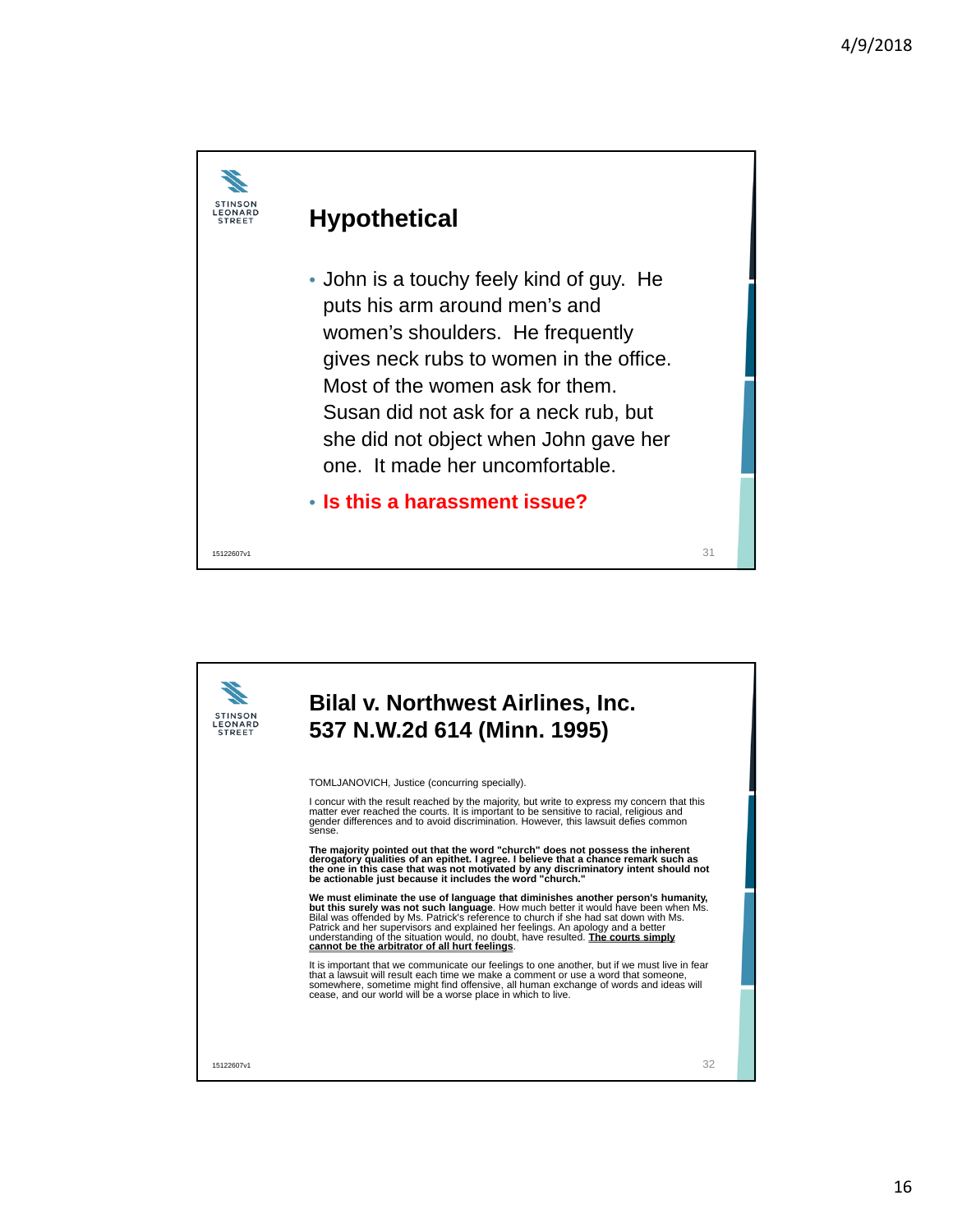## Hypothetical

- John is a touchy feely kind of guy. He puts his arm around men's and women's shoulders. He frequently gives neck rubs to women in the office. Most of the women ask for them. Susan did not ask for a neck rub, but she did not object when John gave her one. It made her uncomfortable.
- **Is this a harassment issue?**

## Bilal v. Northwest Airlines, Inc. 537 N.W.2d 614 (Minn. 1995)

TOMLJANOVICH, Justice (concurring specially).

I concur with the result reached by the majority, but write to express my concern that this matter ever reached the courts. It is important to be sensitive to racial, religious and gender differences and to avoid discrimination. However, this lawsuit defies common sense.

**The majority pointed out that the word "church" does not possess the inherent derogatory qualities of an epithet. I agree. I believe that a chance remark such as the one in this case that was not motivated by any discriminatory intent should not be actionable just because it includes the word "church."**

**We must eliminate the use of language that diminishes another person's humanity, but this surely was not such language**. How much better it would have been when Ms. Bilal was offended by Ms. Patrick's reference to church if she had sat down with Ms. Patrick and her supervisors and explained her feelings. An apology and a better understanding of the situation would, no doubt, have resulted. **The courts simply cannot be the arbitrator of all hurt feelings**.

It is important that we communicate our feelings to one another, but if we must live in fear that a lawsuit will result each time we make a comment or use a word that someone, somewhere, sometime might find offensive, all human exchange of words and ideas will cease, and our world will be a worse place in which to live.